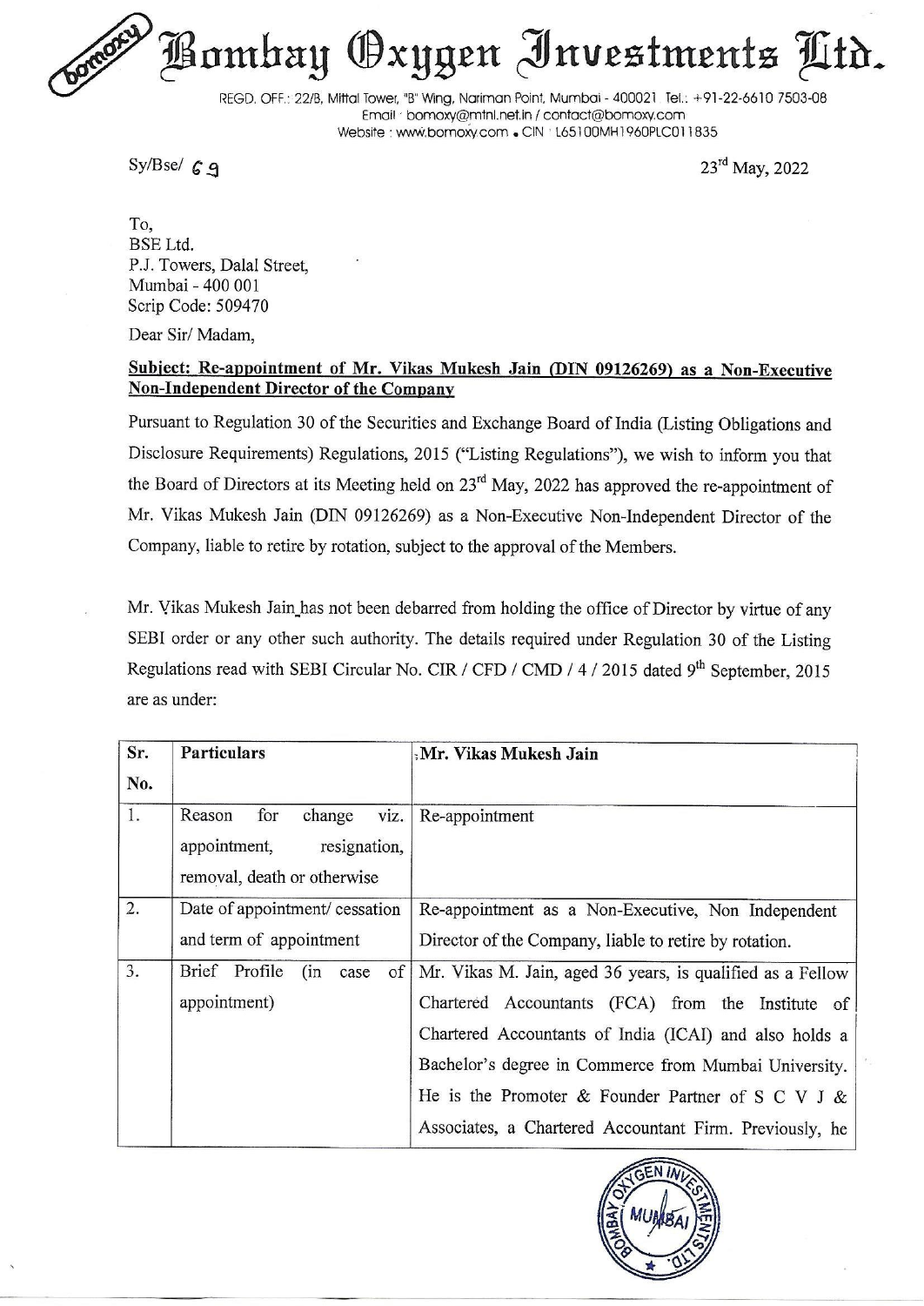# Bombay Oxygen Investments Ltd.

REGD. OFF.: 22/B, Mittal Tower, "B" Wing, Nariman Point, Mumbai - 400021 Tel.: +91-22-6610 7503-08
Email : bomoxy@mtnl.net.in / contact@bomoxy.com
Website : www.bomoxy.com • CIN : L65100MH1960PLC011835

Sy/Bse/ 69

23rd May, 2022

To,
BSE Ltd.
P.J. Towers, Dalal Street,
Mumbai - 400 001
Scrip Code: 509470

Dear Sir/ Madam,

**Subject: Re-appointment of Mr. Vikas Mukesh Jain (DIN 09126269) as a Non-Executive Non-Independent Director of the Company**

Pursuant to Regulation 30 of the Securities and Exchange Board of India (Listing Obligations and Disclosure Requirements) Regulations, 2015 ("Listing Regulations"), we wish to inform you that the Board of Directors at its Meeting held on 23rd May, 2022 has approved the re-appointment of Mr. Vikas Mukesh Jain (DIN 09126269) as a Non-Executive Non-Independent Director of the Company, liable to retire by rotation, subject to the approval of the Members.

Mr. Vikas Mukesh Jain has not been debarred from holding the office of Director by virtue of any SEBI order or any other such authority. The details required under Regulation 30 of the Listing Regulations read with SEBI Circular No. CIR / CFD / CMD / 4 / 2015 dated 9th September, 2015 are as under:

| Sr. No. | Particulars | Mr. Vikas Mukesh Jain |
|---|---|---|
| 1. | Reason for change viz. appointment, resignation, removal, death or otherwise | Re-appointment |
| 2. | Date of appointment/ cessation and term of appointment | Re-appointment as a Non-Executive, Non Independent Director of the Company, liable to retire by rotation. |
| 3. | Brief Profile (in case of appointment) | Mr. Vikas M. Jain, aged 36 years, is qualified as a Fellow Chartered Accountants (FCA) from the Institute of Chartered Accountants of India (ICAI) and also holds a Bachelor's degree in Commerce from Mumbai University. He is the Promoter & Founder Partner of S C V J & Associates, a Chartered Accountant Firm. Previously, he |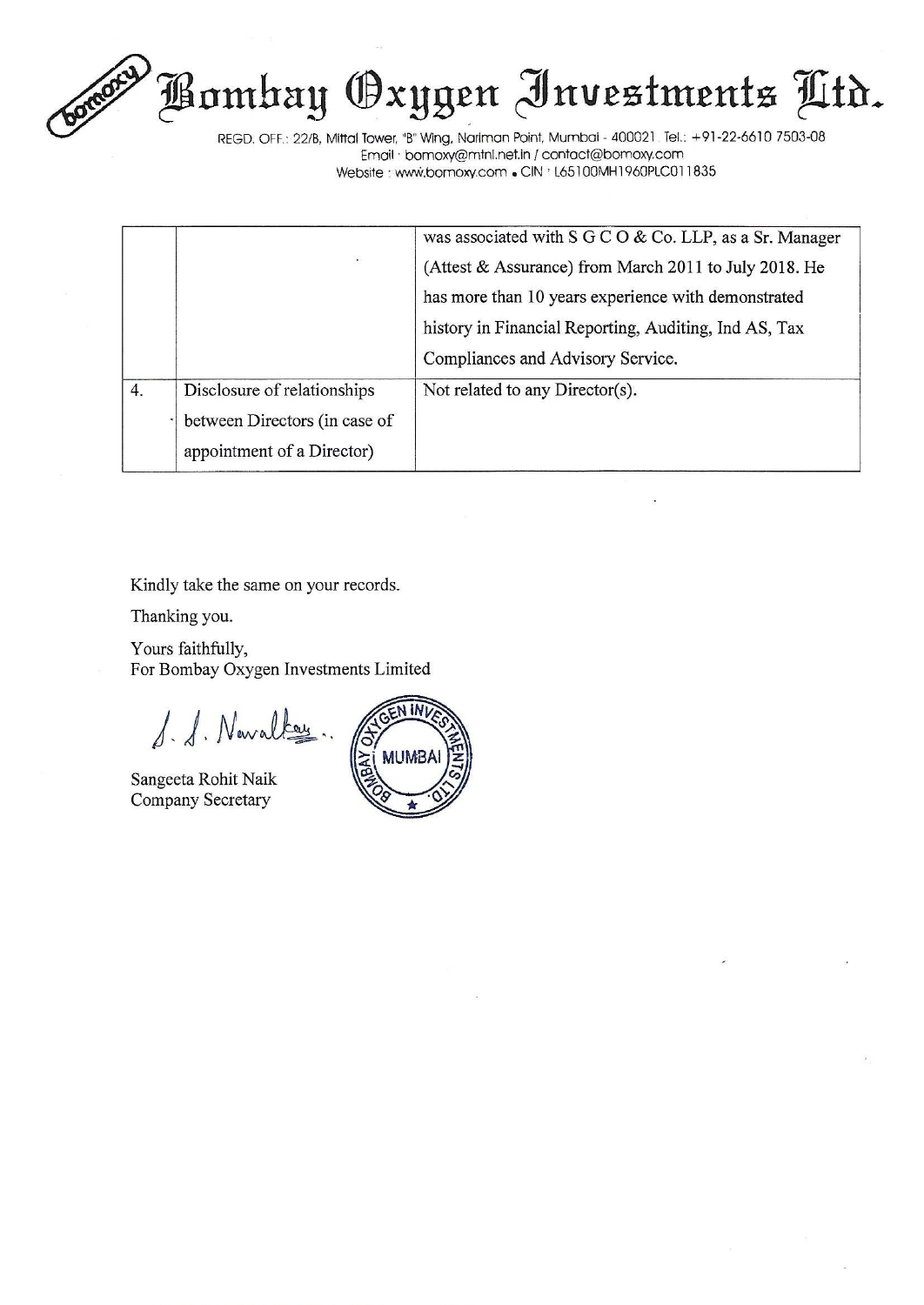| | | |
|---|---|---|
| | | was associated with S G C O & Co. LLP, as a Sr. Manager (Attest & Assurance) from March 2011 to July 2018. He has more than 10 years experience with demonstrated history in Financial Reporting, Auditing, Ind AS, Tax Compliances and Advisory Service. |
| 4. | Disclosure of relationships between Directors (in case of appointment of a Director) | Not related to any Director(s). |

Kindly take the same on your records.

Thanking you.

Yours faithfully,
For Bombay Oxygen Investments Limited

S. S. Navalkar..

Sangeeta Rohit Naik
Company Secretary